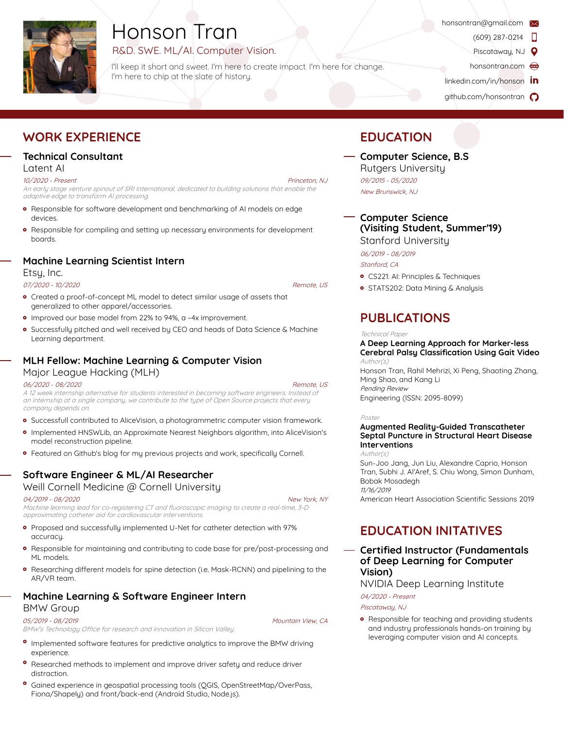# Honson Tran

R&D. SWE. ML/AI. Computer Vision.

I'll keep it short and sweet. I'm here to create impact. I'm here for change. I'm here to chip at the slate of history.

honsontran@gmail.com
(609) 287-0214
Piscataway, NJ
honsontran.com
linkedin.com/in/honson
github.com/honsontran

## WORK EXPERIENCE

### Technical Consultant
Latent AI

*10/2020 - Present* — *Princeton, NJ*

*An early stage venture spinout of SRI International, dedicated to building solutions that enable the adaptive edge to transform AI processing.*

- Responsible for software development and benchmarking of AI models on edge devices.
- Responsible for compiling and setting up necessary environments for development boards.

### Machine Learning Scientist Intern
Etsy, Inc.

*07/2020 - 10/2020* — *Remote, US*

- Created a proof-of-concept ML model to detect similar usage of assets that generalized to other apparel/accessories.
- Improved our base model from 22% to 94%, a ~4x improvement.
- Successfully pitched and well received by CEO and heads of Data Science & Machine Learning department.

### MLH Fellow: Machine Learning & Computer Vision
Major League Hacking (MLH)

*06/2020 - 08/2020* — *Remote, US*

*A 12 week internship alternative for students interested in becoming software engineers. Instead of an internship at a single company, we contribute to the type of Open Source projects that every company depends on.*

- Successfully contributed to AliceVision, a photogrammetric computer vision framework.
- Implemented HNSWLib, an Approximate Nearest Neighbors algorithm, into AliceVision's model reconstruction pipeline.
- Featured on Github's blog for my previous projects and work, specifically Cornell.

### Software Engineer & ML/AI Researcher
Weill Cornell Medicine @ Cornell University

*04/2019 - 08/2020* — *New York, NY*

*Machine learning lead for co-registering CT and fluoroscopic imaging to create a real-time, 3-D approximating catheter aid for cardiovascular interventions.*

- Proposed and successfully implemented U-Net for catheter detection with 97% accuracy.
- Responsible for maintaining and contributing to code base for pre/post-processing and ML models.
- Researching different models for spine detection (i.e. Mask-RCNN) and pipelining to the AR/VR team.

### Machine Learning & Software Engineer Intern
BMW Group

*05/2019 - 08/2019* — *Mountain View, CA*

*BMW's Technology Office for research and innovation in Silicon Valley.*

- Implemented software features for predictive analytics to improve the BMW driving experience.
- Researched methods to implement and improve driver safety and reduce driver distraction.
- Gained experience in geospatial processing tools (QGIS, OpenStreetMap/OverPass, Fiona/Shapely) and front/back-end (Android Studio, Node.js).

## EDUCATION

### Computer Science, B.S
Rutgers University

*09/2015 - 05/2020*

*New Brunswick, NJ*

### Computer Science (Visiting Student, Summer'19)
Stanford University

*06/2019 - 08/2019*

*Stanford, CA*

- CS221: AI: Principles & Techniques
- STATS202: Data Mining & Analysis

## PUBLICATIONS

*Technical Paper*

**A Deep Learning Approach for Marker-less Cerebral Palsy Classification Using Gait Video**

*Author(s)*

Honson Tran, Rahil Mehrizi, Xi Peng, Shaoting Zhang, Ming Shao, and Kang Li

*Pending Review*

Engineering (ISSN: 2095-8099)

*Poster*

**Augmented Reality-Guided Transcatheter Septal Puncture in Structural Heart Disease Interventions**

*Author(s)*

Sun-Joo Jang, Jun Liu, Alexandre Caprio, Honson Tran, Subhi J. Al'Aref, S. Chiu Wong, Simon Dunham, Bobak Mosadegh

*11/16/2019*

American Heart Association Scientific Sessions 2019

## EDUCATION INITATIVES

### Certified Instructor (Fundamentals of Deep Learning for Computer Vision)
NVIDIA Deep Learning Institute

*04/2020 - Present*

*Piscataway, NJ*

- Responsible for teaching and providing students and industry professionals hands-on training by leveraging computer vision and AI concepts.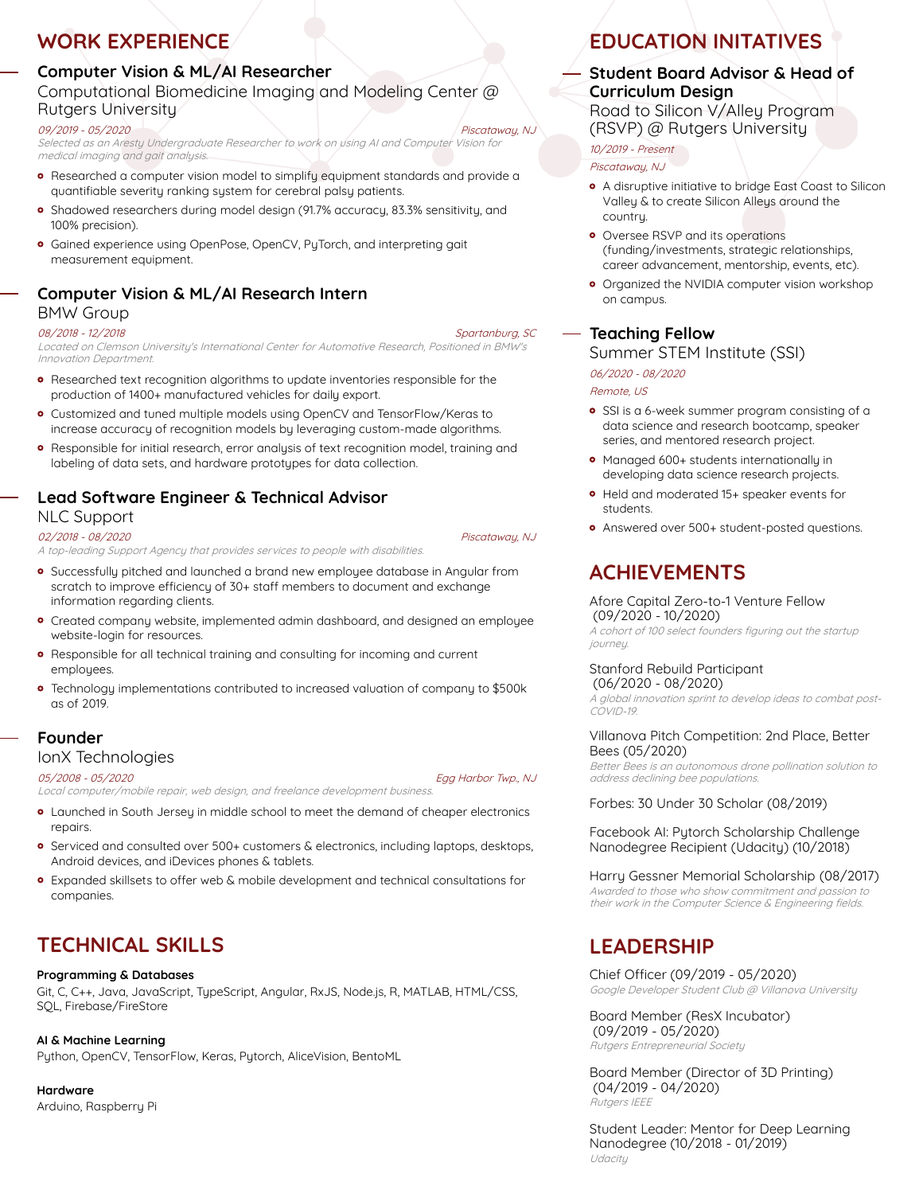## WORK EXPERIENCE

### Computer Vision & ML/AI Researcher
Computational Biomedicine Imaging and Modeling Center @ Rutgers University

*09/2019 - 05/2020* *Piscataway, NJ*

*Selected as an Aresty Undergraduate Researcher to work on using AI and Computer Vision for medical imaging and gait analysis.*

- Researched a computer vision model to simplify equipment standards and provide a quantifiable severity ranking system for cerebral palsy patients.
- Shadowed researchers during model design (91.7% accuracy, 83.3% sensitivity, and 100% precision).
- Gained experience using OpenPose, OpenCV, PyTorch, and interpreting gait measurement equipment.

### Computer Vision & ML/AI Research Intern
BMW Group

*08/2018 - 12/2018* *Spartanburg, SC*

*Located on Clemson University's International Center for Automotive Research, Positioned in BMW's Innovation Department.*

- Researched text recognition algorithms to update inventories responsible for the production of 1400+ manufactured vehicles for daily export.
- Customized and tuned multiple models using OpenCV and TensorFlow/Keras to increase accuracy of recognition models by leveraging custom-made algorithms.
- Responsible for initial research, error analysis of text recognition model, training and labeling of data sets, and hardware prototypes for data collection.

### Lead Software Engineer & Technical Advisor
NLC Support

*02/2018 - 08/2020* *Piscataway, NJ*

*A top-leading Support Agency that provides services to people with disabilities.*

- Successfully pitched and launched a brand new employee database in Angular from scratch to improve efficiency of 30+ staff members to document and exchange information regarding clients.
- Created company website, implemented admin dashboard, and designed an employee website-login for resources.
- Responsible for all technical training and consulting for incoming and current employees.
- Technology implementations contributed to increased valuation of company to $500k as of 2019.

### Founder
IonX Technologies

*05/2008 - 05/2020* *Egg Harbor Twp., NJ*

*Local computer/mobile repair, web design, and freelance development business.*

- Launched in South Jersey in middle school to meet the demand of cheaper electronics repairs.
- Serviced and consulted over 500+ customers & electronics, including laptops, desktops, Android devices, and iDevices phones & tablets.
- Expanded skillsets to offer web & mobile development and technical consultations for companies.

## TECHNICAL SKILLS

**Programming & Databases**
Git, C, C++, Java, JavaScript, TypeScript, Angular, RxJS, Node.js, R, MATLAB, HTML/CSS, SQL, Firebase/FireStore

**AI & Machine Learning**
Python, OpenCV, TensorFlow, Keras, Pytorch, AliceVision, BentoML

**Hardware**
Arduino, Raspberry Pi

## EDUCATION INITATIVES

### Student Board Advisor & Head of Curriculum Design
Road to Silicon V/Alley Program (RSVP) @ Rutgers University

*10/2019 - Present*

*Piscataway, NJ*

- A disruptive initiative to bridge East Coast to Silicon Valley & to create Silicon Alleys around the country.
- Oversee RSVP and its operations (funding/investments, strategic relationships, career advancement, mentorship, events, etc).
- Organized the NVIDIA computer vision workshop on campus.

### Teaching Fellow
Summer STEM Institute (SSI)

*06/2020 - 08/2020*

*Remote, US*

- SSI is a 6-week summer program consisting of a data science and research bootcamp, speaker series, and mentored research project.
- Managed 600+ students internationally in developing data science research projects.
- Held and moderated 15+ speaker events for students.
- Answered over 500+ student-posted questions.

## ACHIEVEMENTS

Afore Capital Zero-to-1 Venture Fellow (09/2020 - 10/2020)
*A cohort of 100 select founders figuring out the startup journey.*

Stanford Rebuild Participant (06/2020 - 08/2020)
*A global innovation sprint to develop ideas to combat post-COVID-19.*

Villanova Pitch Competition: 2nd Place, Better Bees (05/2020)
*Better Bees is an autonomous drone pollination solution to address declining bee populations.*

Forbes: 30 Under 30 Scholar (08/2019)

Facebook AI: Pytorch Scholarship Challenge Nanodegree Recipient (Udacity) (10/2018)

Harry Gessner Memorial Scholarship (08/2017)
*Awarded to those who show commitment and passion to their work in the Computer Science & Engineering fields.*

## LEADERSHIP

Chief Officer (09/2019 - 05/2020)
*Google Developer Student Club @ Villanova University*

Board Member (ResX Incubator) (09/2019 - 05/2020)
*Rutgers Entrepreneurial Society*

Board Member (Director of 3D Printing) (04/2019 - 04/2020)
*Rutgers IEEE*

Student Leader: Mentor for Deep Learning Nanodegree (10/2018 - 01/2019)
*Udacity*